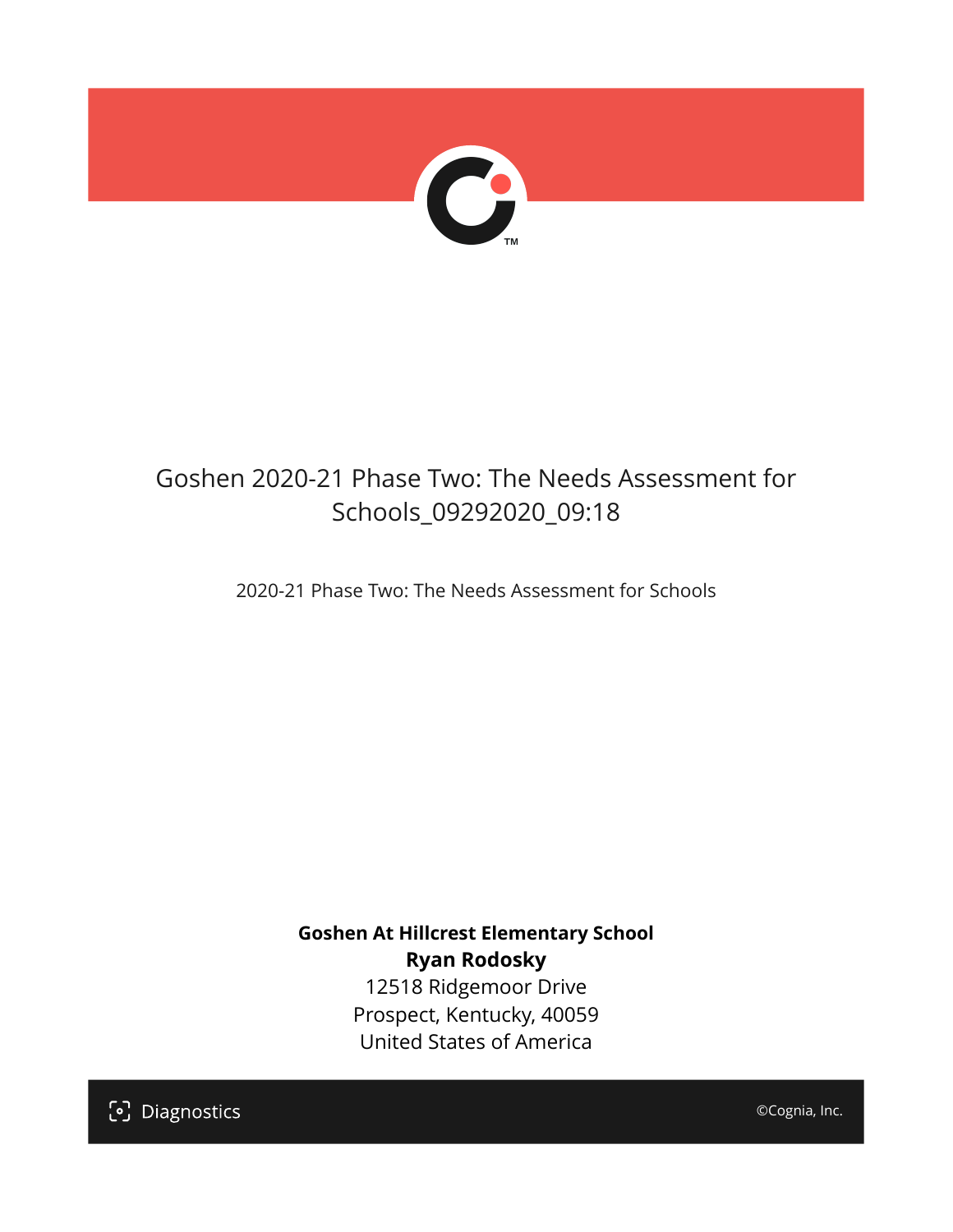# Goshen 2020-21 Phase Two: The Needs Assessment for Schools_09292020_09:18

2020-21 Phase Two: The Needs Assessment for Schools

**Goshen At Hillcrest Elementary School**
**Ryan Rodosky**
12518 Ridgemoor Drive
Prospect, Kentucky, 40059
United States of America

Diagnostics

©Cognia, Inc.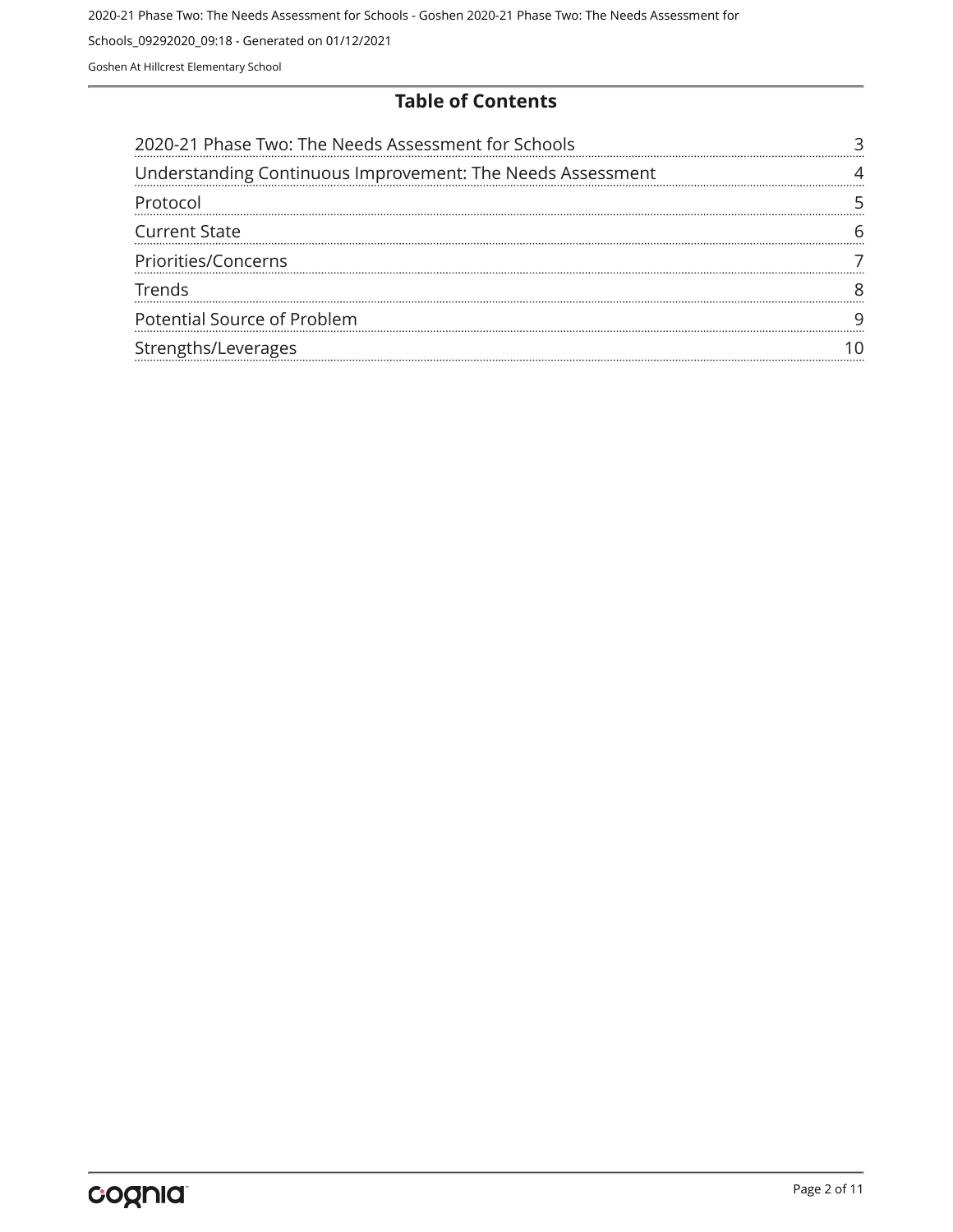# Table of Contents

| | |
|---|---|
| 2020-21 Phase Two: The Needs Assessment for Schools | 3 |
| Understanding Continuous Improvement: The Needs Assessment | 4 |
| Protocol | 5 |
| Current State | 6 |
| Priorities/Concerns | 7 |
| Trends | 8 |
| Potential Source of Problem | 9 |
| Strengths/Leverages | 10 |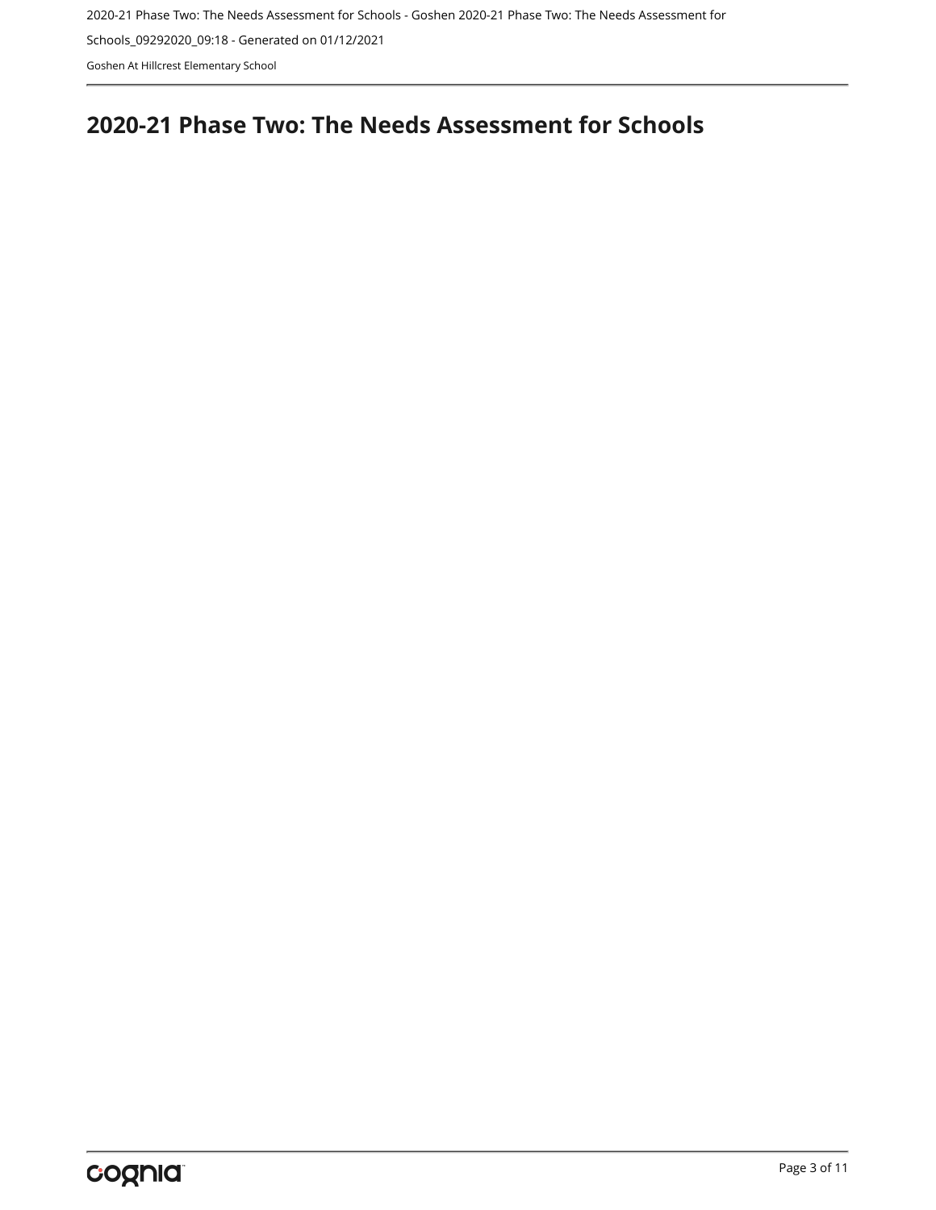# 2020-21 Phase Two: The Needs Assessment for Schools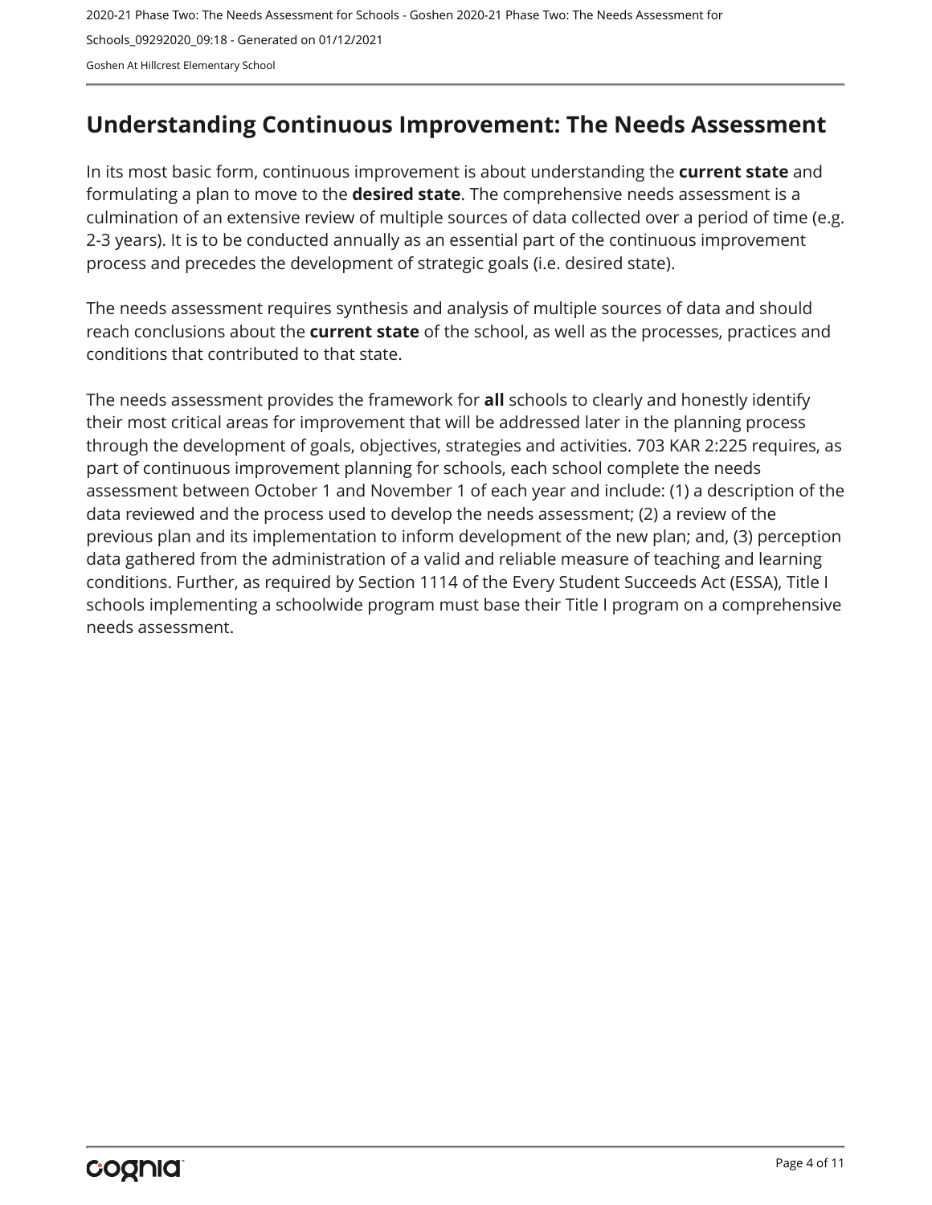## Understanding Continuous Improvement: The Needs Assessment

In its most basic form, continuous improvement is about understanding the **current state** and formulating a plan to move to the **desired state**. The comprehensive needs assessment is a culmination of an extensive review of multiple sources of data collected over a period of time (e.g. 2-3 years). It is to be conducted annually as an essential part of the continuous improvement process and precedes the development of strategic goals (i.e. desired state).

The needs assessment requires synthesis and analysis of multiple sources of data and should reach conclusions about the **current state** of the school, as well as the processes, practices and conditions that contributed to that state.

The needs assessment provides the framework for **all** schools to clearly and honestly identify their most critical areas for improvement that will be addressed later in the planning process through the development of goals, objectives, strategies and activities. 703 KAR 2:225 requires, as part of continuous improvement planning for schools, each school complete the needs assessment between October 1 and November 1 of each year and include: (1) a description of the data reviewed and the process used to develop the needs assessment; (2) a review of the previous plan and its implementation to inform development of the new plan; and, (3) perception data gathered from the administration of a valid and reliable measure of teaching and learning conditions. Further, as required by Section 1114 of the Every Student Succeeds Act (ESSA), Title I schools implementing a schoolwide program must base their Title I program on a comprehensive needs assessment.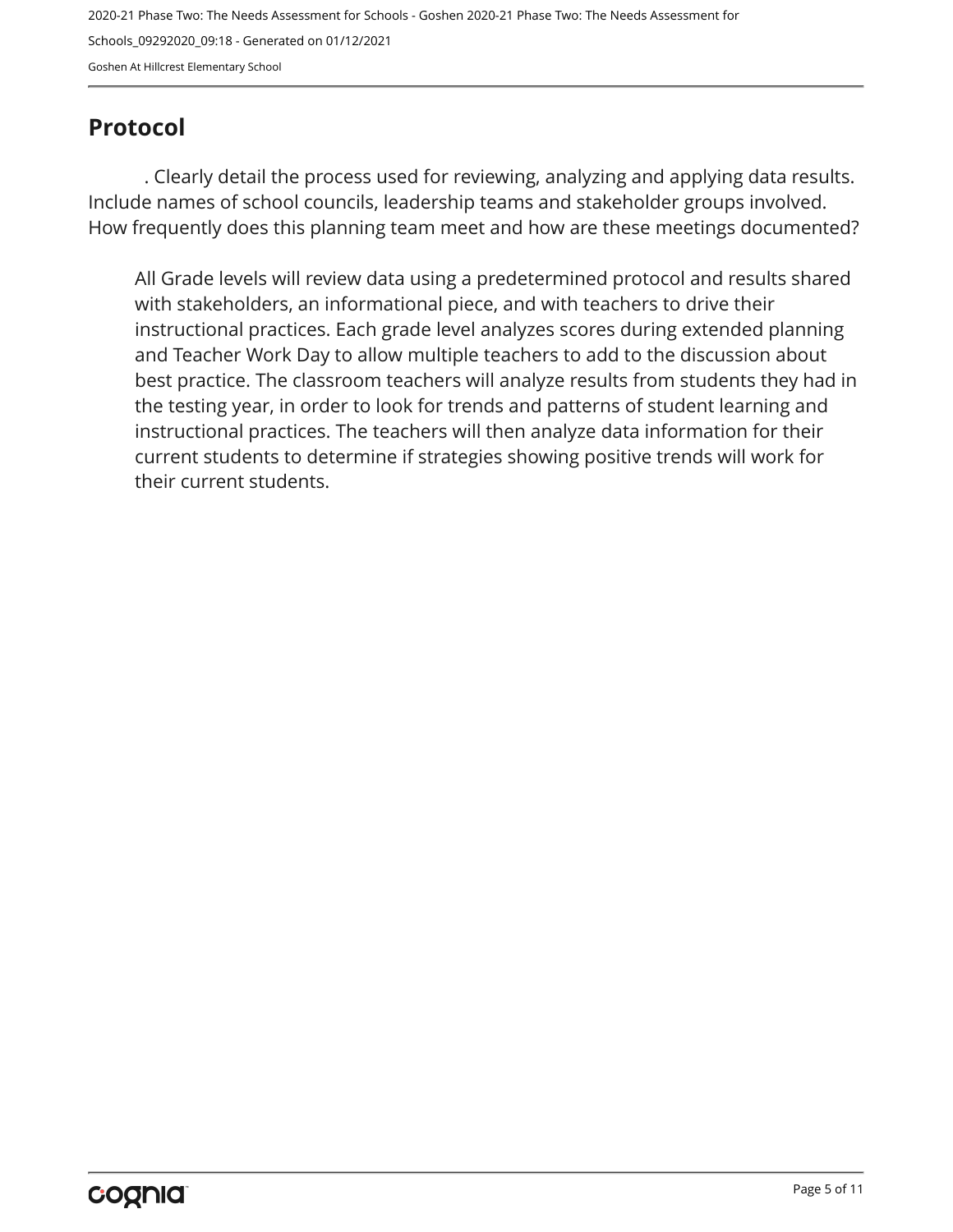## Protocol

. Clearly detail the process used for reviewing, analyzing and applying data results. Include names of school councils, leadership teams and stakeholder groups involved. How frequently does this planning team meet and how are these meetings documented?

All Grade levels will review data using a predetermined protocol and results shared with stakeholders, an informational piece, and with teachers to drive their instructional practices. Each grade level analyzes scores during extended planning and Teacher Work Day to allow multiple teachers to add to the discussion about best practice. The classroom teachers will analyze results from students they had in the testing year, in order to look for trends and patterns of student learning and instructional practices. The teachers will then analyze data information for their current students to determine if strategies showing positive trends will work for their current students.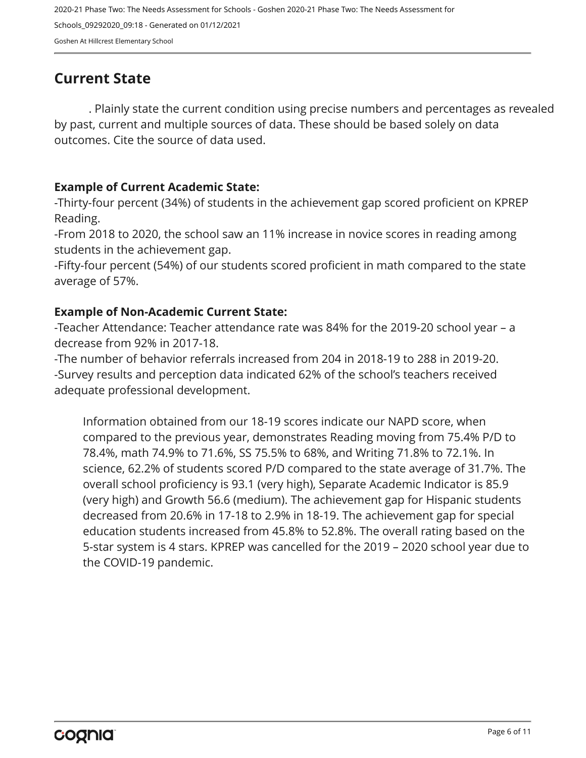## Current State

. Plainly state the current condition using precise numbers and percentages as revealed by past, current and multiple sources of data. These should be based solely on data outcomes. Cite the source of data used.

**Example of Current Academic State:**

-Thirty-four percent (34%) of students in the achievement gap scored proficient on KPREP Reading.

-From 2018 to 2020, the school saw an 11% increase in novice scores in reading among students in the achievement gap.

-Fifty-four percent (54%) of our students scored proficient in math compared to the state average of 57%.

**Example of Non-Academic Current State:**

-Teacher Attendance: Teacher attendance rate was 84% for the 2019-20 school year – a decrease from 92% in 2017-18.

-The number of behavior referrals increased from 204 in 2018-19 to 288 in 2019-20.

-Survey results and perception data indicated 62% of the school's teachers received adequate professional development.

Information obtained from our 18-19 scores indicate our NAPD score, when compared to the previous year, demonstrates Reading moving from 75.4% P/D to 78.4%, math 74.9% to 71.6%, SS 75.5% to 68%, and Writing 71.8% to 72.1%. In science, 62.2% of students scored P/D compared to the state average of 31.7%. The overall school proficiency is 93.1 (very high), Separate Academic Indicator is 85.9 (very high) and Growth 56.6 (medium). The achievement gap for Hispanic students decreased from 20.6% in 17-18 to 2.9% in 18-19. The achievement gap for special education students increased from 45.8% to 52.8%. The overall rating based on the 5-star system is 4 stars. KPREP was cancelled for the 2019 – 2020 school year due to the COVID-19 pandemic.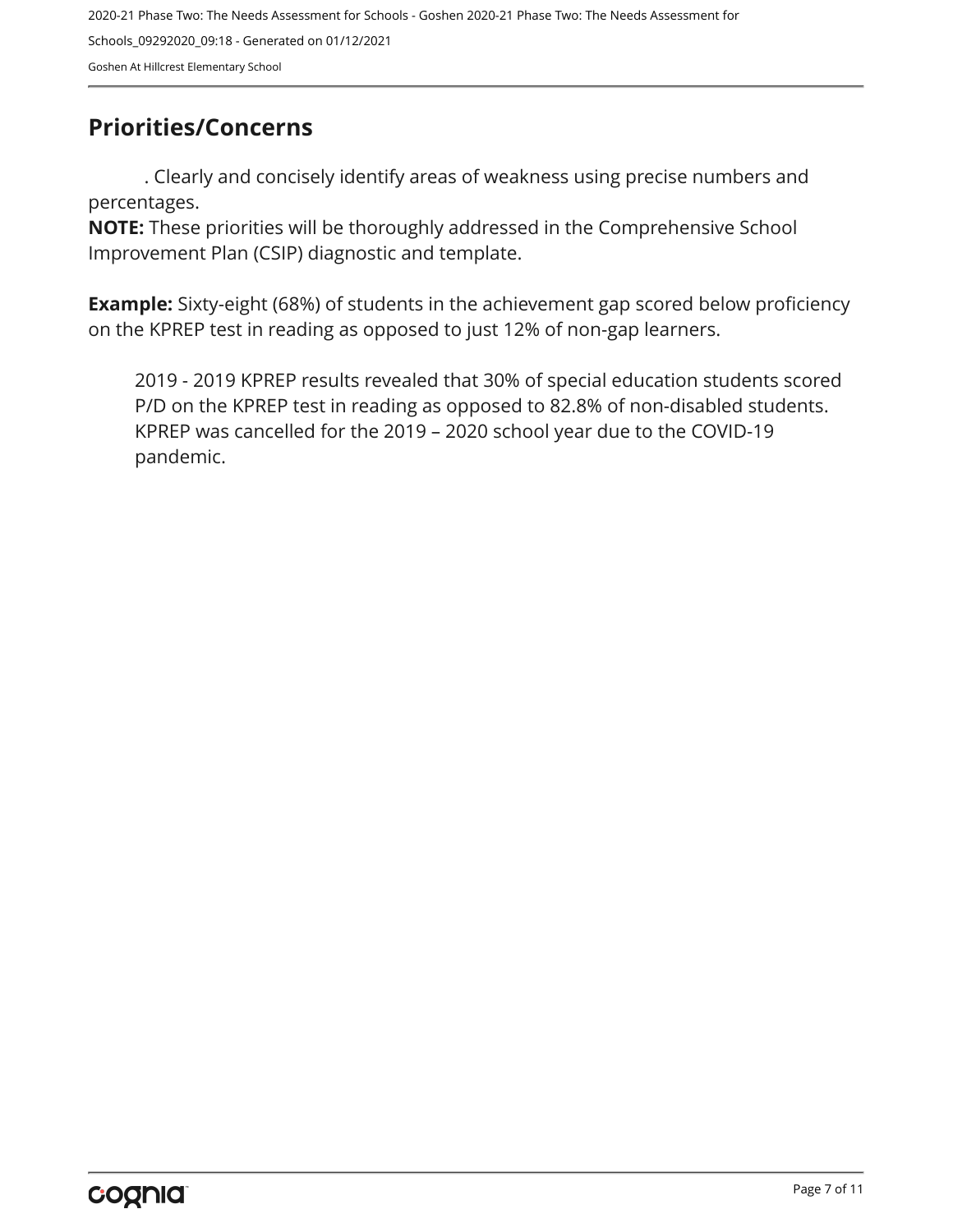## Priorities/Concerns

. Clearly and concisely identify areas of weakness using precise numbers and percentages.

**NOTE:** These priorities will be thoroughly addressed in the Comprehensive School Improvement Plan (CSIP) diagnostic and template.

**Example:** Sixty-eight (68%) of students in the achievement gap scored below proficiency on the KPREP test in reading as opposed to just 12% of non-gap learners.

2019 - 2019 KPREP results revealed that 30% of special education students scored P/D on the KPREP test in reading as opposed to 82.8% of non-disabled students. KPREP was cancelled for the 2019 – 2020 school year due to the COVID-19 pandemic.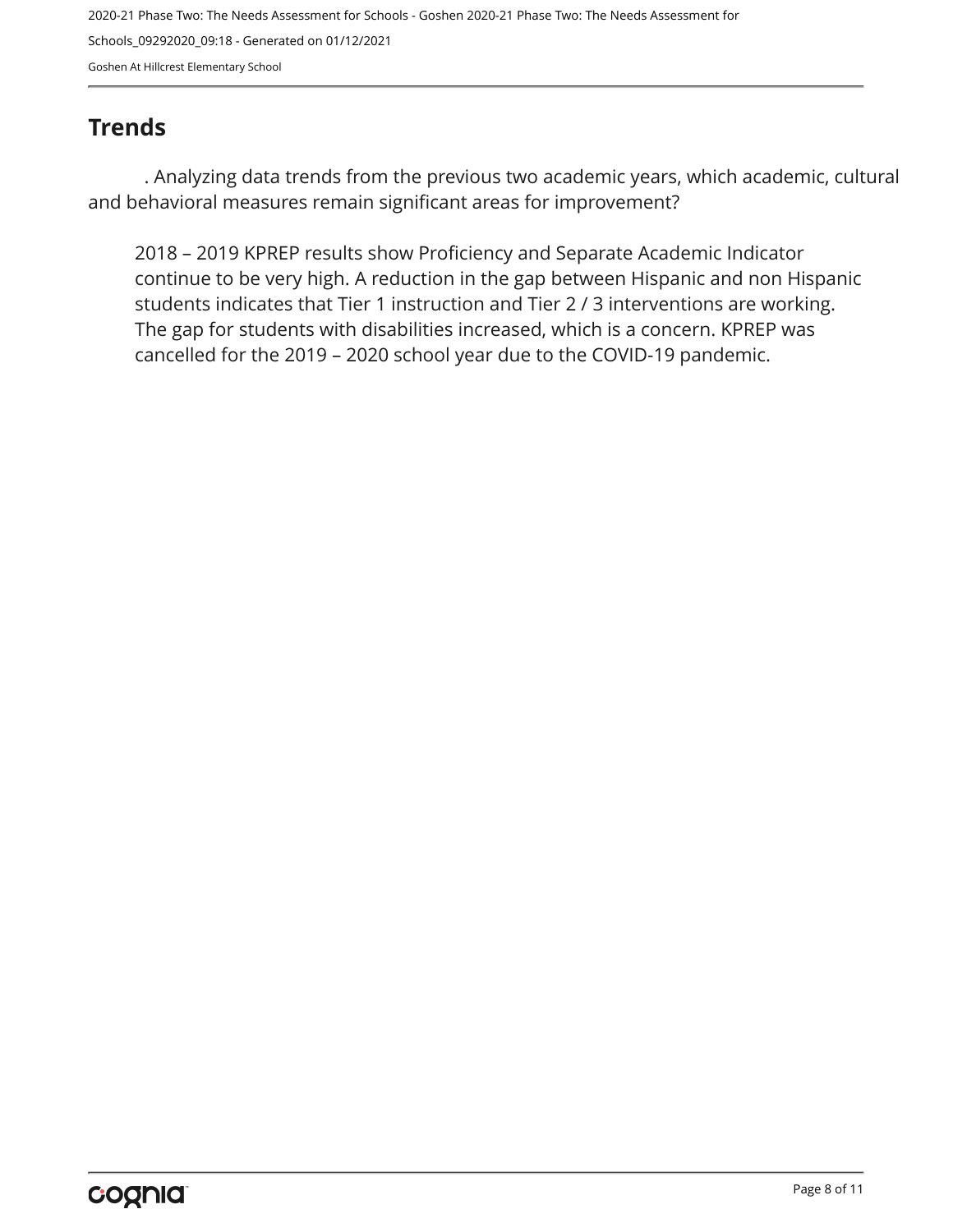## Trends

. Analyzing data trends from the previous two academic years, which academic, cultural and behavioral measures remain significant areas for improvement?

2018 – 2019 KPREP results show Proficiency and Separate Academic Indicator continue to be very high. A reduction in the gap between Hispanic and non Hispanic students indicates that Tier 1 instruction and Tier 2 / 3 interventions are working. The gap for students with disabilities increased, which is a concern. KPREP was cancelled for the 2019 – 2020 school year due to the COVID-19 pandemic.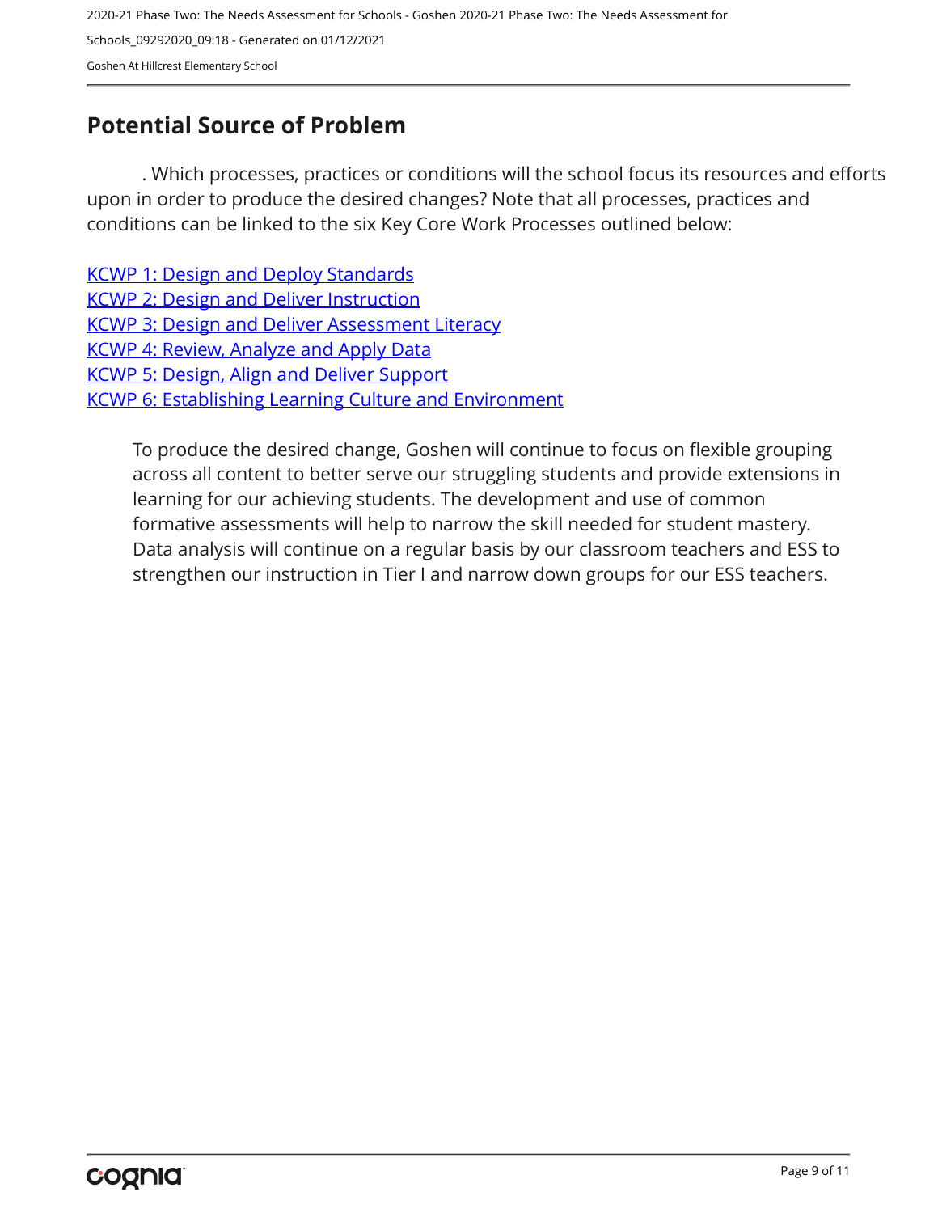## Potential Source of Problem

. Which processes, practices or conditions will the school focus its resources and efforts upon in order to produce the desired changes? Note that all processes, practices and conditions can be linked to the six Key Core Work Processes outlined below:

KCWP 1: Design and Deploy Standards
KCWP 2: Design and Deliver Instruction
KCWP 3: Design and Deliver Assessment Literacy
KCWP 4: Review, Analyze and Apply Data
KCWP 5: Design, Align and Deliver Support
KCWP 6: Establishing Learning Culture and Environment

To produce the desired change, Goshen will continue to focus on flexible grouping across all content to better serve our struggling students and provide extensions in learning for our achieving students. The development and use of common formative assessments will help to narrow the skill needed for student mastery. Data analysis will continue on a regular basis by our classroom teachers and ESS to strengthen our instruction in Tier I and narrow down groups for our ESS teachers.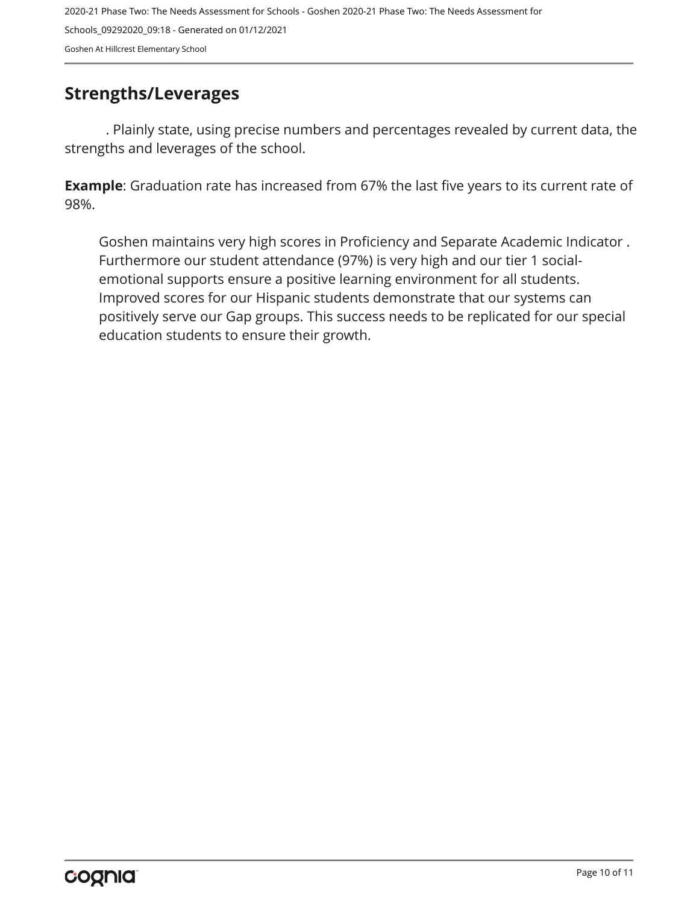## Strengths/Leverages

. Plainly state, using precise numbers and percentages revealed by current data, the strengths and leverages of the school.

**Example**: Graduation rate has increased from 67% the last five years to its current rate of 98%.

Goshen maintains very high scores in Proficiency and Separate Academic Indicator . Furthermore our student attendance (97%) is very high and our tier 1 social-emotional supports ensure a positive learning environment for all students. Improved scores for our Hispanic students demonstrate that our systems can positively serve our Gap groups. This success needs to be replicated for our special education students to ensure their growth.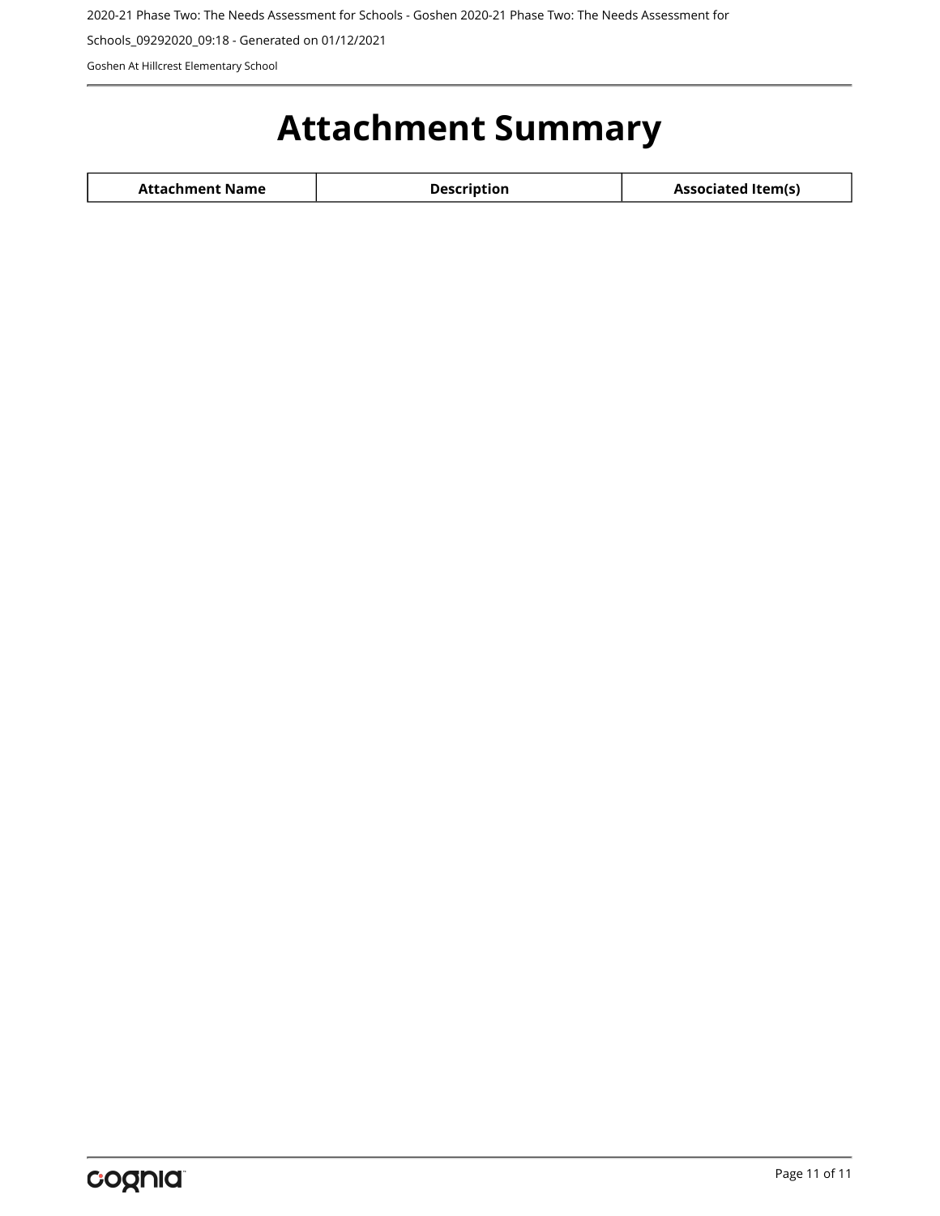# Attachment Summary

| Attachment Name | Description | Associated Item(s) |
| --- | --- | --- |